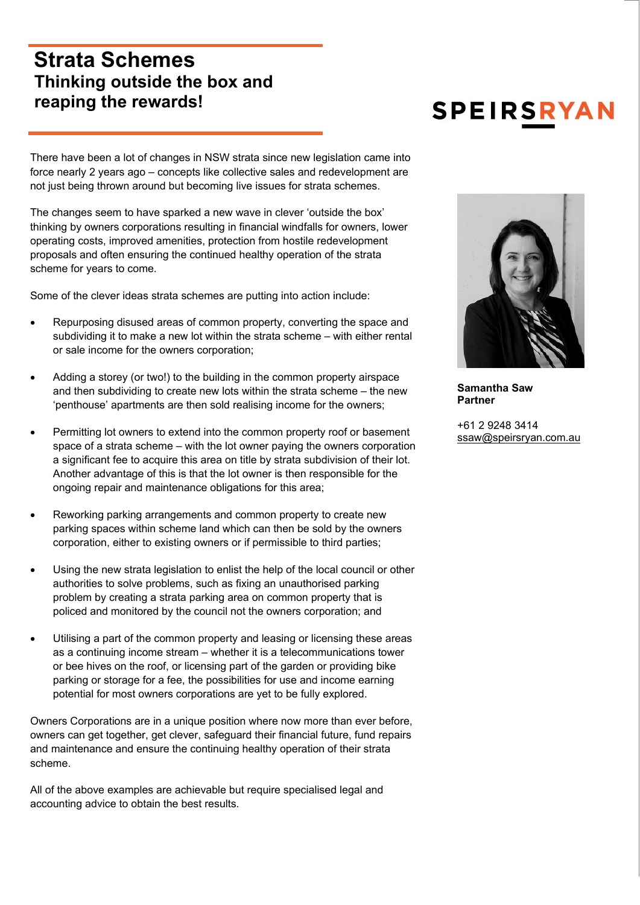# Strata Schemes

## Thinking outside the box and reaping the rewards!

SPEIRSRYAN

There have been a lot of changes in NSW strata since new legislation came into force nearly 2 years ago – concepts like collective sales and redevelopment are not just being thrown around but becoming live issues for strata schemes.

The changes seem to have sparked a new wave in clever 'outside the box' thinking by owners corporations resulting in financial windfalls for owners, lower operating costs, improved amenities, protection from hostile redevelopment proposals and often ensuring the continued healthy operation of the strata scheme for years to come.

Some of the clever ideas strata schemes are putting into action include:

- Repurposing disused areas of common property, converting the space and subdividing it to make a new lot within the strata scheme – with either rental or sale income for the owners corporation;
- Adding a storey (or two!) to the building in the common property airspace and then subdividing to create new lots within the strata scheme – the new 'penthouse' apartments are then sold realising income for the owners;
- Permitting lot owners to extend into the common property roof or basement space of a strata scheme – with the lot owner paying the owners corporation a significant fee to acquire this area on title by strata subdivision of their lot. Another advantage of this is that the lot owner is then responsible for the ongoing repair and maintenance obligations for this area;
- Reworking parking arrangements and common property to create new parking spaces within scheme land which can then be sold by the owners corporation, either to existing owners or if permissible to third parties;
- Using the new strata legislation to enlist the help of the local council or other authorities to solve problems, such as fixing an unauthorised parking problem by creating a strata parking area on common property that is policed and monitored by the council not the owners corporation; and
- Utilising a part of the common property and leasing or licensing these areas as a continuing income stream – whether it is a telecommunications tower or bee hives on the roof, or licensing part of the garden or providing bike parking or storage for a fee, the possibilities for use and income earning potential for most owners corporations are yet to be fully explored.

Owners Corporations are in a unique position where now more than ever before, owners can get together, get clever, safeguard their financial future, fund repairs and maintenance and ensure the continuing healthy operation of their strata scheme.

All of the above examples are achievable but require specialised legal and accounting advice to obtain the best results.

**Samantha Saw**
**Partner**

+61 2 9248 3414
ssaw@speirsryan.com.au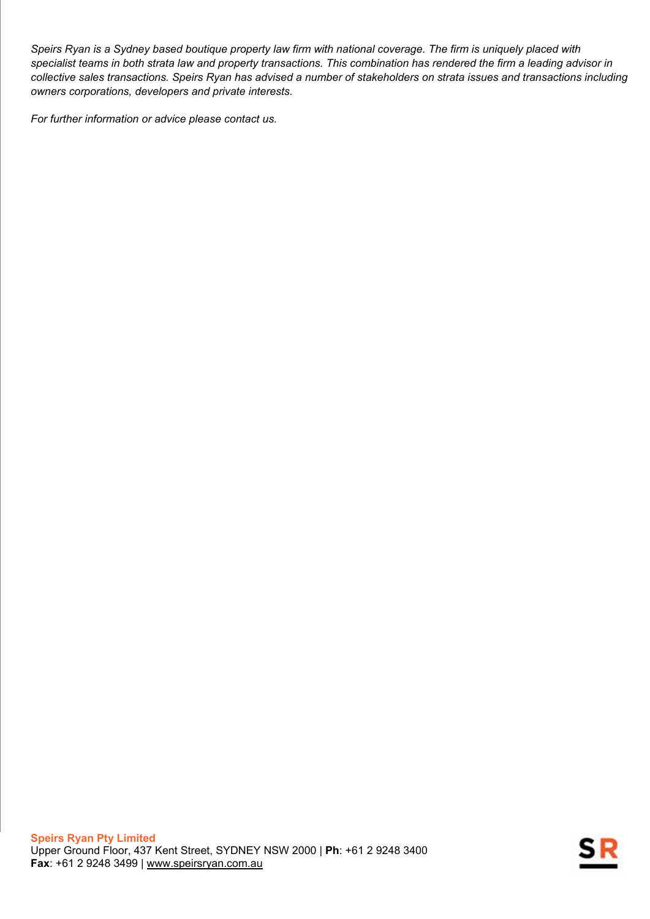*Speirs Ryan is a Sydney based boutique property law firm with national coverage. The firm is uniquely placed with specialist teams in both strata law and property transactions. This combination has rendered the firm a leading advisor in collective sales transactions. Speirs Ryan has advised a number of stakeholders on strata issues and transactions including owners corporations, developers and private interests.*

*For further information or advice please contact us.*

**Speirs Ryan Pty Limited**
Upper Ground Floor, 437 Kent Street, SYDNEY NSW 2000 | **Ph**: +61 2 9248 3400
**Fax**: +61 2 9248 3499 | www.speirsryan.com.au